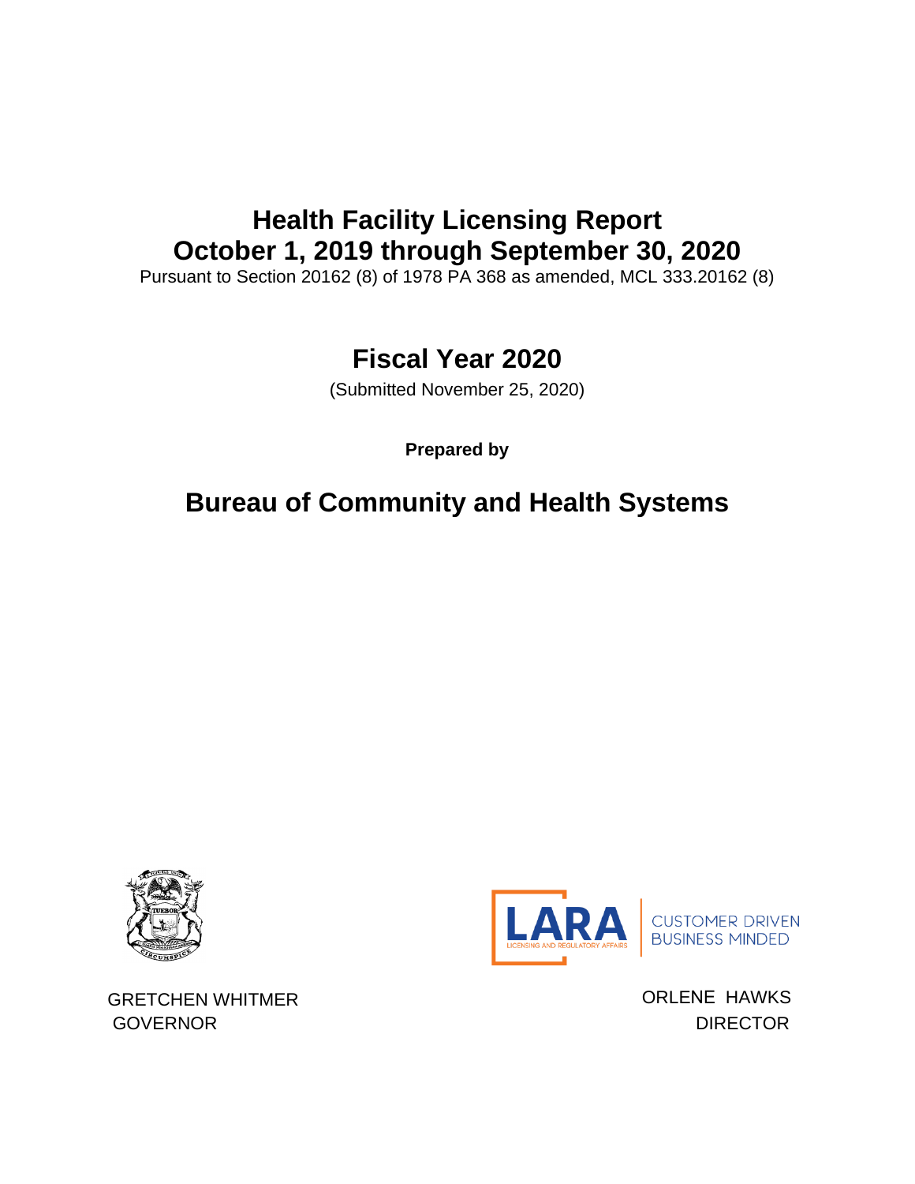# Health Facility Licensing Report
# October 1, 2019 through September 30, 2020

Pursuant to Section 20162 (8) of 1978 PA 368 as amended, MCL 333.20162 (8)

## Fiscal Year 2020

(Submitted November 25, 2020)

**Prepared by**

## Bureau of Community and Health Systems

LARA
LICENSING AND REGULATORY AFFAIRS
CUSTOMER DRIVEN
BUSINESS MINDED

GRETCHEN WHITMER
GOVERNOR

ORLENE HAWKS
DIRECTOR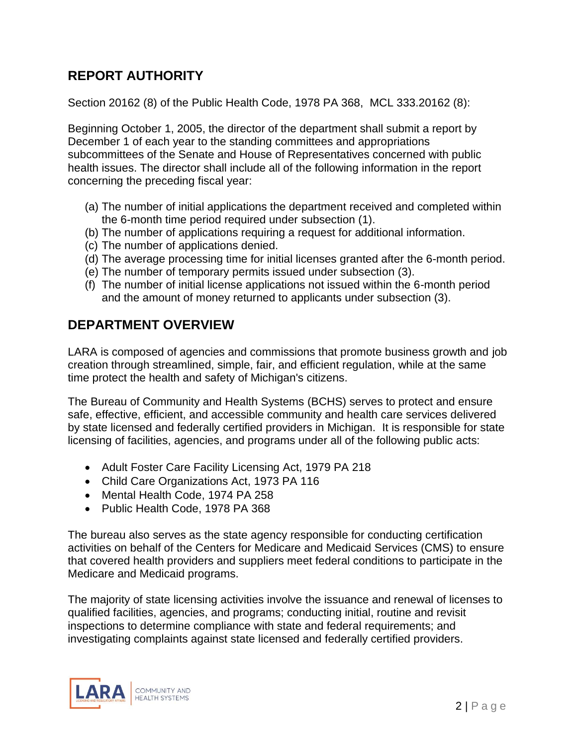## REPORT AUTHORITY

Section 20162 (8) of the Public Health Code, 1978 PA 368, MCL 333.20162 (8):

Beginning October 1, 2005, the director of the department shall submit a report by December 1 of each year to the standing committees and appropriations subcommittees of the Senate and House of Representatives concerned with public health issues. The director shall include all of the following information in the report concerning the preceding fiscal year:

(a) The number of initial applications the department received and completed within the 6-month time period required under subsection (1).
(b) The number of applications requiring a request for additional information.
(c) The number of applications denied.
(d) The average processing time for initial licenses granted after the 6-month period.
(e) The number of temporary permits issued under subsection (3).
(f) The number of initial license applications not issued within the 6-month period and the amount of money returned to applicants under subsection (3).

## DEPARTMENT OVERVIEW

LARA is composed of agencies and commissions that promote business growth and job creation through streamlined, simple, fair, and efficient regulation, while at the same time protect the health and safety of Michigan's citizens.

The Bureau of Community and Health Systems (BCHS) serves to protect and ensure safe, effective, efficient, and accessible community and health care services delivered by state licensed and federally certified providers in Michigan. It is responsible for state licensing of facilities, agencies, and programs under all of the following public acts:

- Adult Foster Care Facility Licensing Act, 1979 PA 218
- Child Care Organizations Act, 1973 PA 116
- Mental Health Code, 1974 PA 258
- Public Health Code, 1978 PA 368

The bureau also serves as the state agency responsible for conducting certification activities on behalf of the Centers for Medicare and Medicaid Services (CMS) to ensure that covered health providers and suppliers meet federal conditions to participate in the Medicare and Medicaid programs.

The majority of state licensing activities involve the issuance and renewal of licenses to qualified facilities, agencies, and programs; conducting initial, routine and revisit inspections to determine compliance with state and federal requirements; and investigating complaints against state licensed and federally certified providers.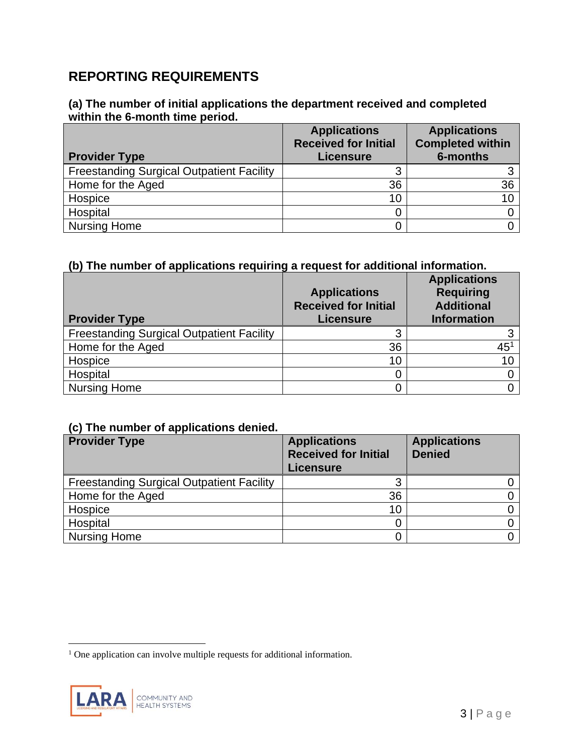## REPORTING REQUIREMENTS

### (a) The number of initial applications the department received and completed within the 6-month time period.

| Provider Type | Applications Received for Initial Licensure | Applications Completed within 6-months |
|---|---|---|
| Freestanding Surgical Outpatient Facility | 3 | 3 |
| Home for the Aged | 36 | 36 |
| Hospice | 10 | 10 |
| Hospital | 0 | 0 |
| Nursing Home | 0 | 0 |

### (b) The number of applications requiring a request for additional information.

| Provider Type | Applications Received for Initial Licensure | Applications Requiring Additional Information |
|---|---|---|
| Freestanding Surgical Outpatient Facility | 3 | 3 |
| Home for the Aged | 36 | 45[1] |
| Hospice | 10 | 10 |
| Hospital | 0 | 0 |
| Nursing Home | 0 | 0 |

### (c) The number of applications denied.

| Provider Type | Applications Received for Initial Licensure | Applications Denied |
|---|---|---|
| Freestanding Surgical Outpatient Facility | 3 | 0 |
| Home for the Aged | 36 | 0 |
| Hospice | 10 | 0 |
| Hospital | 0 | 0 |
| Nursing Home | 0 | 0 |

[1] One application can involve multiple requests for additional information.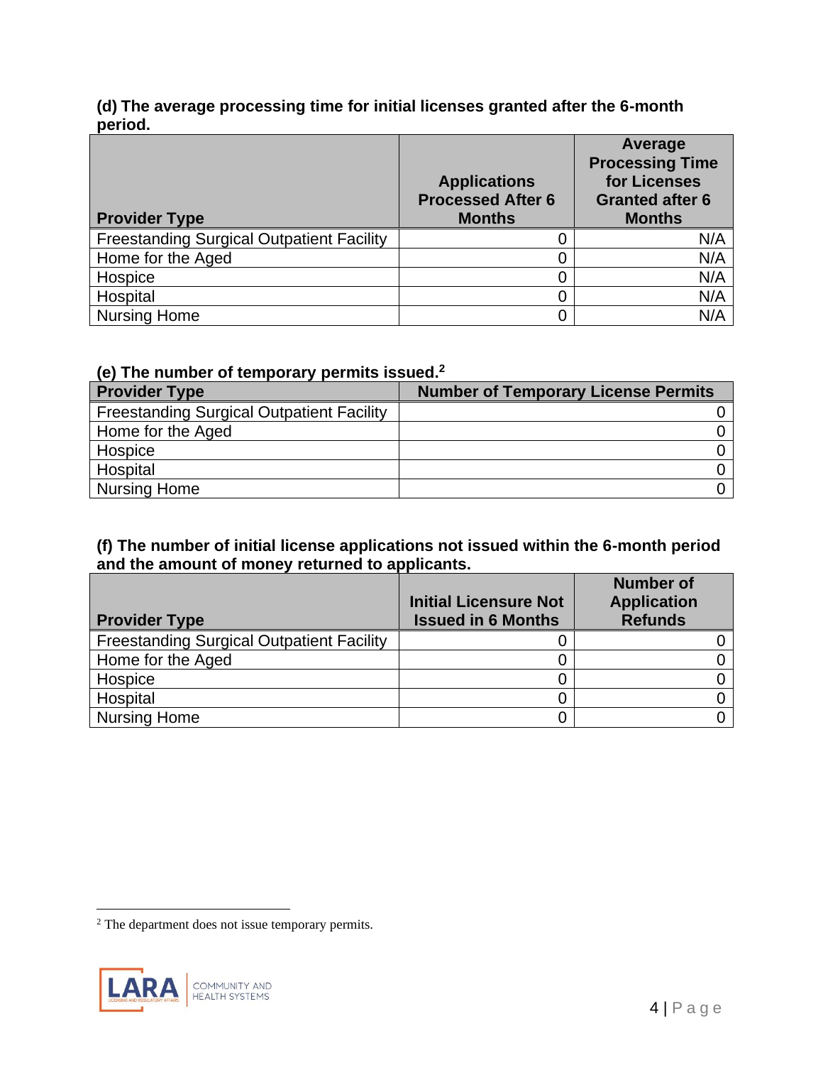**(d) The average processing time for initial licenses granted after the 6-month period.**

| Provider Type | Applications Processed After 6 Months | Average Processing Time for Licenses Granted after 6 Months |
|---|---|---|
| Freestanding Surgical Outpatient Facility | 0 | N/A |
| Home for the Aged | 0 | N/A |
| Hospice | 0 | N/A |
| Hospital | 0 | N/A |
| Nursing Home | 0 | N/A |

**(e) The number of temporary permits issued.[2]**

| Provider Type | Number of Temporary License Permits |
|---|---|
| Freestanding Surgical Outpatient Facility | 0 |
| Home for the Aged | 0 |
| Hospice | 0 |
| Hospital | 0 |
| Nursing Home | 0 |

**(f) The number of initial license applications not issued within the 6-month period and the amount of money returned to applicants.**

| Provider Type | Initial Licensure Not Issued in 6 Months | Number of Application Refunds |
|---|---|---|
| Freestanding Surgical Outpatient Facility | 0 | 0 |
| Home for the Aged | 0 | 0 |
| Hospice | 0 | 0 |
| Hospital | 0 | 0 |
| Nursing Home | 0 | 0 |

[2] The department does not issue temporary permits.